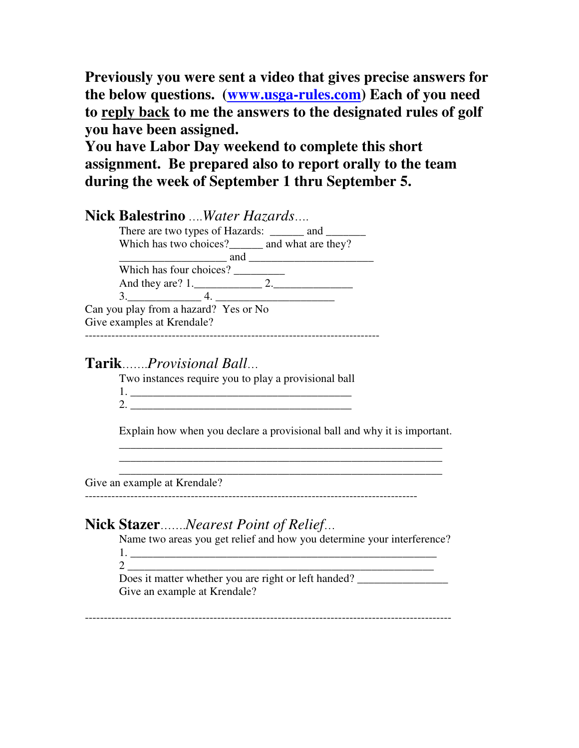**Previously you were sent a video that gives precise answers for the below questions. ([www.usga-rules.com](www.usga-rules.com)) Each of you need to reply back to me the answers to the designated rules of golf you have been assigned.**

**You have Labor Day weekend to complete this short assignment. Be prepared also to report orally to the team during the week of September 1 thru September 5.**

## **Nick Balestrino** ....*Water Hazards*....

There are two types of Hazards: ______ and _______

Which has two choices?______ and what are they?

___________________ and _____________________

Which has four choices? _________

And they are? 1.____________ 2.______________

3._____________ 4. _____________________

Can you play from a hazard? Yes or No

Give examples at Krendale?

---

## **Tarik**.......*Provisional Ball*...

Two instances require you to play a provisional ball

1. ________________________________________
2. ________________________________________

Explain how when you declare a provisional ball and why it is important.

___________________________________________________________

___________________________________________________________

___________________________________________________________

Give an example at Krendale?

---

## **Nick Stazer**.......*Nearest Point of Relief*...

Name two areas you get relief and how you determine your interference?

1. ________________________________________________________
2. ________________________________________________________

Does it matter whether you are right or left handed? ________________

Give an example at Krendale?

---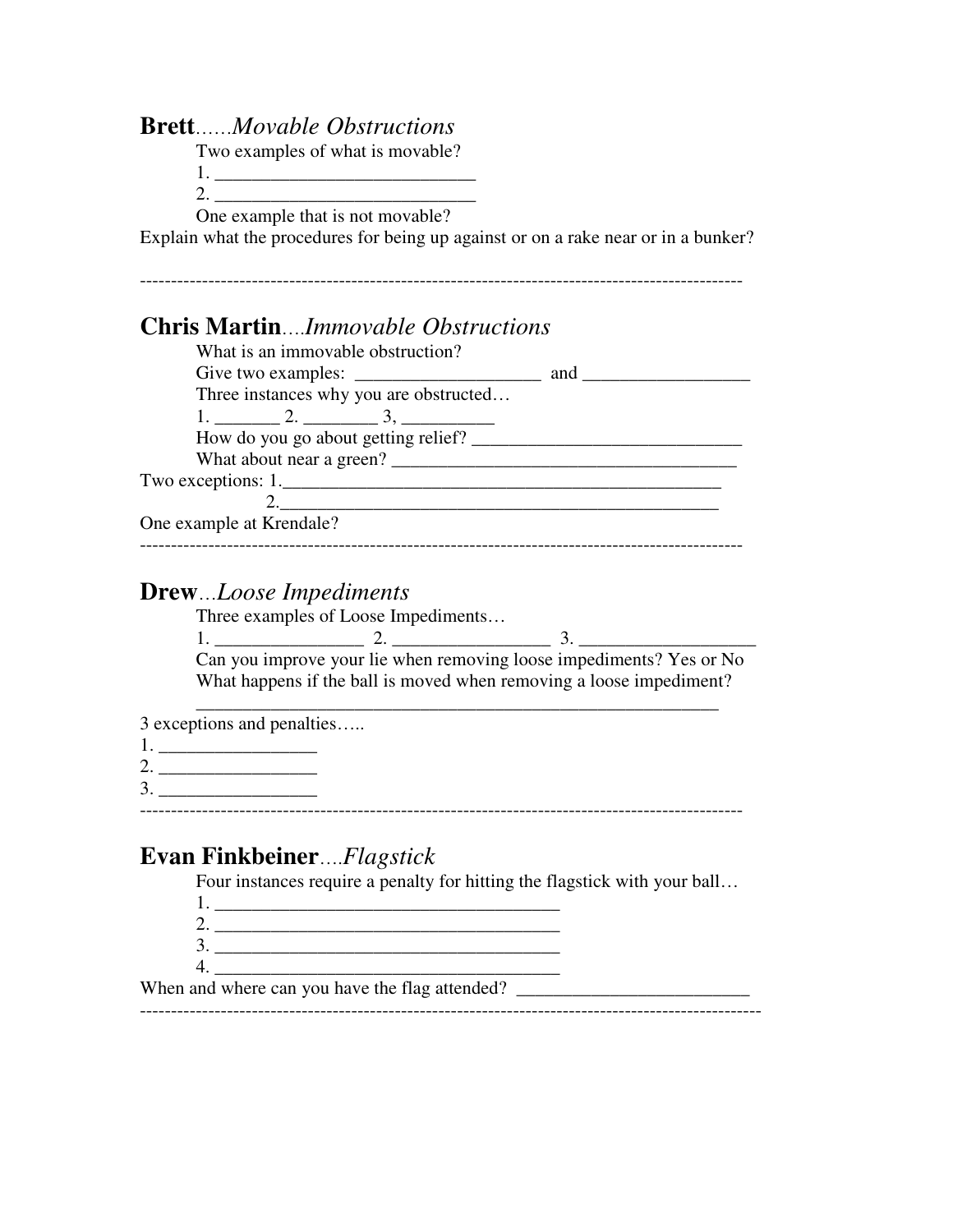**Brett**......*Movable Obstructions*

Two examples of what is movable?

1. ____________________________
2. ____________________________

One example that is not movable?

Explain what the procedures for being up against or on a rake near or in a bunker?

-----------------------------------------------------------------------------------------------

**Chris Martin**....*Immovable Obstructions*

What is an immovable obstruction?

Give two examples: ___________________ and _________________

Three instances why you are obstructed…

1. _______ 2. ________ 3, __________

How do you go about getting relief? _____________________________

What about near a green? _____________________________________

Two exceptions: 1._______________________________________________

2._______________________________________________

One example at Krendale?

-----------------------------------------------------------------------------------------------

**Drew**...*Loose Impediments*

Three examples of Loose Impediments…

1. _______________ 2. ________________ 3. __________________

Can you improve your lie when removing loose impediments? Yes or No

What happens if the ball is moved when removing a loose impediment?

__________________________________________________________

3 exceptions and penalties…..

1. ________________
2. ________________
3. ________________

-----------------------------------------------------------------------------------------------

**Evan Finkbeiner**....*Flagstick*

Four instances require a penalty for hitting the flagstick with your ball…

1. _____________________________________
2. _____________________________________
3. _____________________________________
4. _____________________________________

When and where can you have the flag attended? _________________________

-----------------------------------------------------------------------------------------------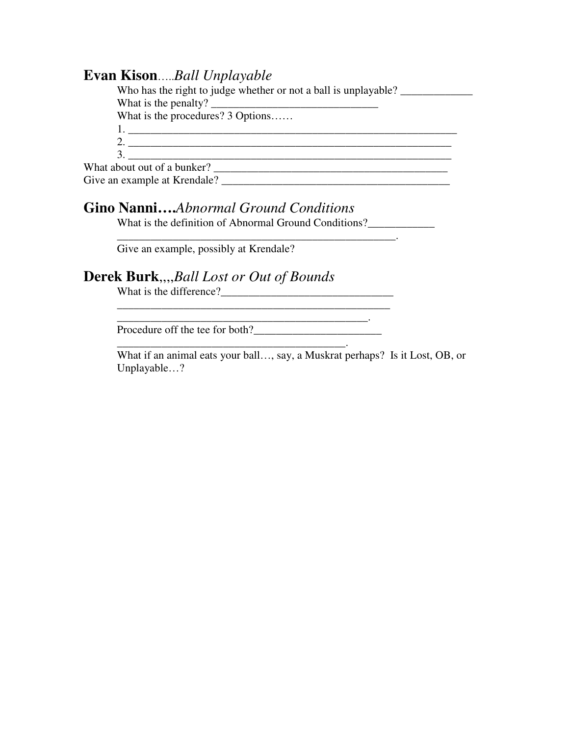## **Evan Kison**.....*Ball Unplayable*

Who has the right to judge whether or not a ball is unplayable? _____________

What is the penalty? ______________________________

What is the procedures? 3 Options……

1. _____________________________________________________________
2. ____________________________________________________________
3. ____________________________________________________________

What about out of a bunker? __________________________________________

Give an example at Krendale? _________________________________________

## **Gino Nanni….***Abnormal Ground Conditions*

What is the definition of Abnormal Ground Conditions?____________

_____________________________________________________.

Give an example, possibly at Krendale?

## **Derek Burk**,,,,*Ball Lost or Out of Bounds*

What is the difference?_______________________________

__________________________________________________

_____________________________________________.

Procedure off the tee for both?______________________

________________________________________.

What if an animal eats your ball…, say, a Muskrat perhaps? Is it Lost, OB, or Unplayable…?